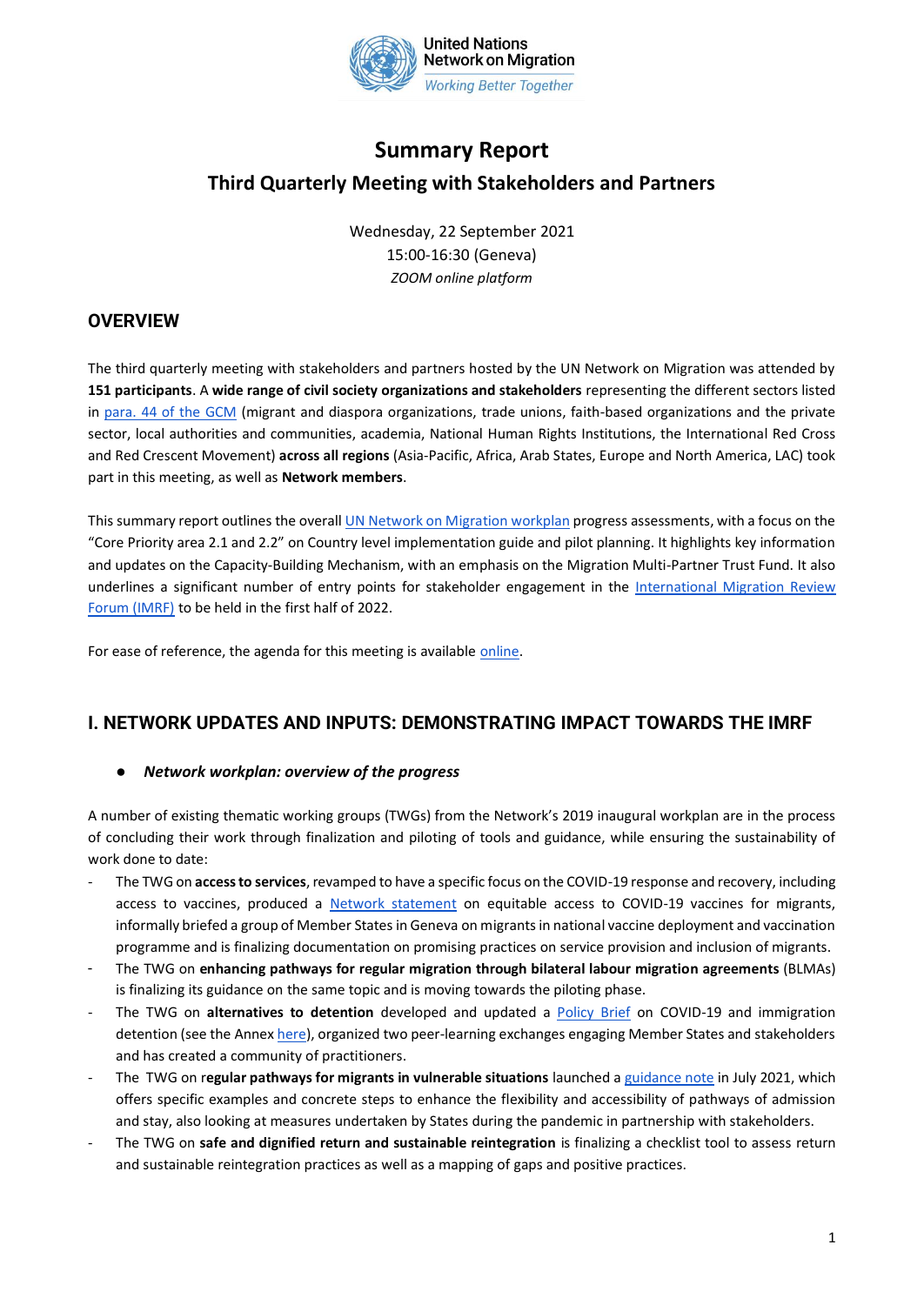United Nations Network on Migration
*Working Better Together*

# Summary Report
## Third Quarterly Meeting with Stakeholders and Partners

Wednesday, 22 September 2021
15:00-16:30 (Geneva)
*ZOOM online platform*

## OVERVIEW

The third quarterly meeting with stakeholders and partners hosted by the UN Network on Migration was attended by **151 participants**. A **wide range of civil society organizations and stakeholders** representing the different sectors listed in para. 44 of the GCM (migrant and diaspora organizations, trade unions, faith-based organizations and the private sector, local authorities and communities, academia, National Human Rights Institutions, the International Red Cross and Red Crescent Movement) **across all regions** (Asia-Pacific, Africa, Arab States, Europe and North America, LAC) took part in this meeting, as well as **Network members**.

This summary report outlines the overall UN Network on Migration workplan progress assessments, with a focus on the "Core Priority area 2.1 and 2.2" on Country level implementation guide and pilot planning. It highlights key information and updates on the Capacity-Building Mechanism, with an emphasis on the Migration Multi-Partner Trust Fund. It also underlines a significant number of entry points for stakeholder engagement in the International Migration Review Forum (IMRF) to be held in the first half of 2022.

For ease of reference, the agenda for this meeting is available online.

## I. NETWORK UPDATES AND INPUTS: DEMONSTRATING IMPACT TOWARDS THE IMRF

- ***Network workplan: overview of the progress***

A number of existing thematic working groups (TWGs) from the Network's 2019 inaugural workplan are in the process of concluding their work through finalization and piloting of tools and guidance, while ensuring the sustainability of work done to date:

- The TWG on **access to services**, revamped to have a specific focus on the COVID-19 response and recovery, including access to vaccines, produced a Network statement on equitable access to COVID-19 vaccines for migrants, informally briefed a group of Member States in Geneva on migrants in national vaccine deployment and vaccination programme and is finalizing documentation on promising practices on service provision and inclusion of migrants.
- The TWG on **enhancing pathways for regular migration through bilateral labour migration agreements** (BLMAs) is finalizing its guidance on the same topic and is moving towards the piloting phase.
- The TWG on **alternatives to detention** developed and updated a Policy Brief on COVID-19 and immigration detention (see the Annex here), organized two peer-learning exchanges engaging Member States and stakeholders and has created a community of practitioners.
- The TWG on r**egular pathways for migrants in vulnerable situations** launched a guidance note in July 2021, which offers specific examples and concrete steps to enhance the flexibility and accessibility of pathways of admission and stay, also looking at measures undertaken by States during the pandemic in partnership with stakeholders.
- The TWG on **safe and dignified return and sustainable reintegration** is finalizing a checklist tool to assess return and sustainable reintegration practices as well as a mapping of gaps and positive practices.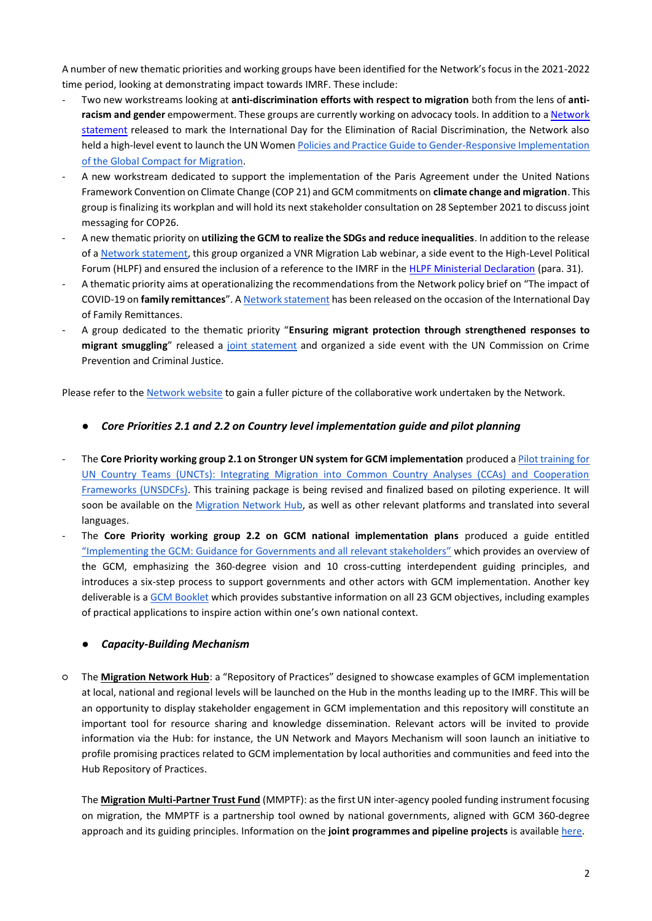A number of new thematic priorities and working groups have been identified for the Network's focus in the 2021-2022 time period, looking at demonstrating impact towards IMRF. These include:

- Two new workstreams looking at **anti-discrimination efforts with respect to migration** both from the lens of **anti-racism and gender** empowerment. These groups are currently working on advocacy tools. In addition to a Network statement released to mark the International Day for the Elimination of Racial Discrimination, the Network also held a high-level event to launch the UN Women Policies and Practice Guide to Gender-Responsive Implementation of the Global Compact for Migration.
- A new workstream dedicated to support the implementation of the Paris Agreement under the United Nations Framework Convention on Climate Change (COP 21) and GCM commitments on **climate change and migration**. This group is finalizing its workplan and will hold its next stakeholder consultation on 28 September 2021 to discuss joint messaging for COP26.
- A new thematic priority on **utilizing the GCM to realize the SDGs and reduce inequalities**. In addition to the release of a Network statement, this group organized a VNR Migration Lab webinar, a side event to the High-Level Political Forum (HLPF) and ensured the inclusion of a reference to the IMRF in the HLPF Ministerial Declaration (para. 31).
- A thematic priority aims at operationalizing the recommendations from the Network policy brief on "The impact of COVID-19 on **family remittances**". A Network statement has been released on the occasion of the International Day of Family Remittances.
- A group dedicated to the thematic priority "**Ensuring migrant protection through strengthened responses to migrant smuggling**" released a joint statement and organized a side event with the UN Commission on Crime Prevention and Criminal Justice.

Please refer to the Network website to gain a fuller picture of the collaborative work undertaken by the Network.

- ***Core Priorities 2.1 and 2.2 on Country level implementation guide and pilot planning***

- The **Core Priority working group 2.1 on Stronger UN system for GCM implementation** produced a Pilot training for UN Country Teams (UNCTs): Integrating Migration into Common Country Analyses (CCAs) and Cooperation Frameworks (UNSDCFs). This training package is being revised and finalized based on piloting experience. It will soon be available on the Migration Network Hub, as well as other relevant platforms and translated into several languages.
- The **Core Priority working group 2.2 on GCM national implementation plans** produced a guide entitled "Implementing the GCM: Guidance for Governments and all relevant stakeholders" which provides an overview of the GCM, emphasizing the 360-degree vision and 10 cross-cutting interdependent guiding principles, and introduces a six-step process to support governments and other actors with GCM implementation. Another key deliverable is a GCM Booklet which provides substantive information on all 23 GCM objectives, including examples of practical applications to inspire action within one's own national context.

- ***Capacity-Building Mechanism***

  - The **Migration Network Hub**: a "Repository of Practices" designed to showcase examples of GCM implementation at local, national and regional levels will be launched on the Hub in the months leading up to the IMRF. This will be an opportunity to display stakeholder engagement in GCM implementation and this repository will constitute an important tool for resource sharing and knowledge dissemination. Relevant actors will be invited to provide information via the Hub: for instance, the UN Network and Mayors Mechanism will soon launch an initiative to profile promising practices related to GCM implementation by local authorities and communities and feed into the Hub Repository of Practices.

    The **Migration Multi-Partner Trust Fund** (MMPTF): as the first UN inter-agency pooled funding instrument focusing on migration, the MMPTF is a partnership tool owned by national governments, aligned with GCM 360-degree approach and its guiding principles. Information on the **joint programmes and pipeline projects** is available here.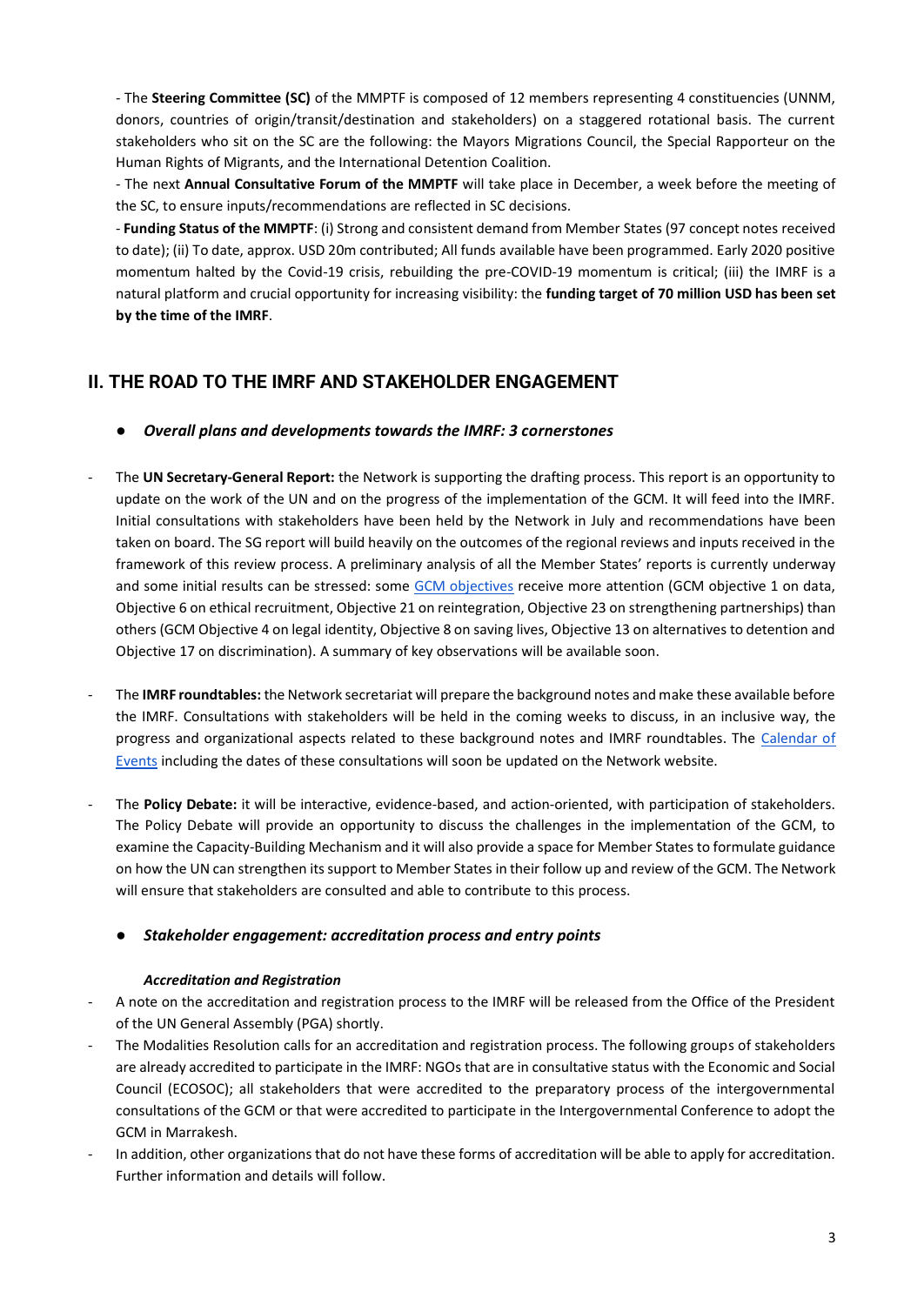- The **Steering Committee (SC)** of the MMPTF is composed of 12 members representing 4 constituencies (UNNM, donors, countries of origin/transit/destination and stakeholders) on a staggered rotational basis. The current stakeholders who sit on the SC are the following: the Mayors Migrations Council, the Special Rapporteur on the Human Rights of Migrants, and the International Detention Coalition.

- The next **Annual Consultative Forum of the MMPTF** will take place in December, a week before the meeting of the SC, to ensure inputs/recommendations are reflected in SC decisions.

- **Funding Status of the MMPTF**: (i) Strong and consistent demand from Member States (97 concept notes received to date); (ii) To date, approx. USD 20m contributed; All funds available have been programmed. Early 2020 positive momentum halted by the Covid-19 crisis, rebuilding the pre-COVID-19 momentum is critical; (iii) the IMRF is a natural platform and crucial opportunity for increasing visibility: the **funding target of 70 million USD has been set by the time of the IMRF**.

## II. THE ROAD TO THE IMRF AND STAKEHOLDER ENGAGEMENT

- ***Overall plans and developments towards the IMRF: 3 cornerstones***

- The **UN Secretary-General Report:** the Network is supporting the drafting process. This report is an opportunity to update on the work of the UN and on the progress of the implementation of the GCM. It will feed into the IMRF. Initial consultations with stakeholders have been held by the Network in July and recommendations have been taken on board. The SG report will build heavily on the outcomes of the regional reviews and inputs received in the framework of this review process. A preliminary analysis of all the Member States' reports is currently underway and some initial results can be stressed: some GCM objectives receive more attention (GCM objective 1 on data, Objective 6 on ethical recruitment, Objective 21 on reintegration, Objective 23 on strengthening partnerships) than others (GCM Objective 4 on legal identity, Objective 8 on saving lives, Objective 13 on alternatives to detention and Objective 17 on discrimination). A summary of key observations will be available soon.

- The **IMRF roundtables:** the Network secretariat will prepare the background notes and make these available before the IMRF. Consultations with stakeholders will be held in the coming weeks to discuss, in an inclusive way, the progress and organizational aspects related to these background notes and IMRF roundtables. The Calendar of Events including the dates of these consultations will soon be updated on the Network website.

- The **Policy Debate:** it will be interactive, evidence-based, and action-oriented, with participation of stakeholders. The Policy Debate will provide an opportunity to discuss the challenges in the implementation of the GCM, to examine the Capacity-Building Mechanism and it will also provide a space for Member States to formulate guidance on how the UN can strengthen its support to Member States in their follow up and review of the GCM. The Network will ensure that stakeholders are consulted and able to contribute to this process.

- ***Stakeholder engagement: accreditation process and entry points***

***Accreditation and Registration***

- A note on the accreditation and registration process to the IMRF will be released from the Office of the President of the UN General Assembly (PGA) shortly.
- The Modalities Resolution calls for an accreditation and registration process. The following groups of stakeholders are already accredited to participate in the IMRF: NGOs that are in consultative status with the Economic and Social Council (ECOSOC); all stakeholders that were accredited to the preparatory process of the intergovernmental consultations of the GCM or that were accredited to participate in the Intergovernmental Conference to adopt the GCM in Marrakesh.
- In addition, other organizations that do not have these forms of accreditation will be able to apply for accreditation. Further information and details will follow.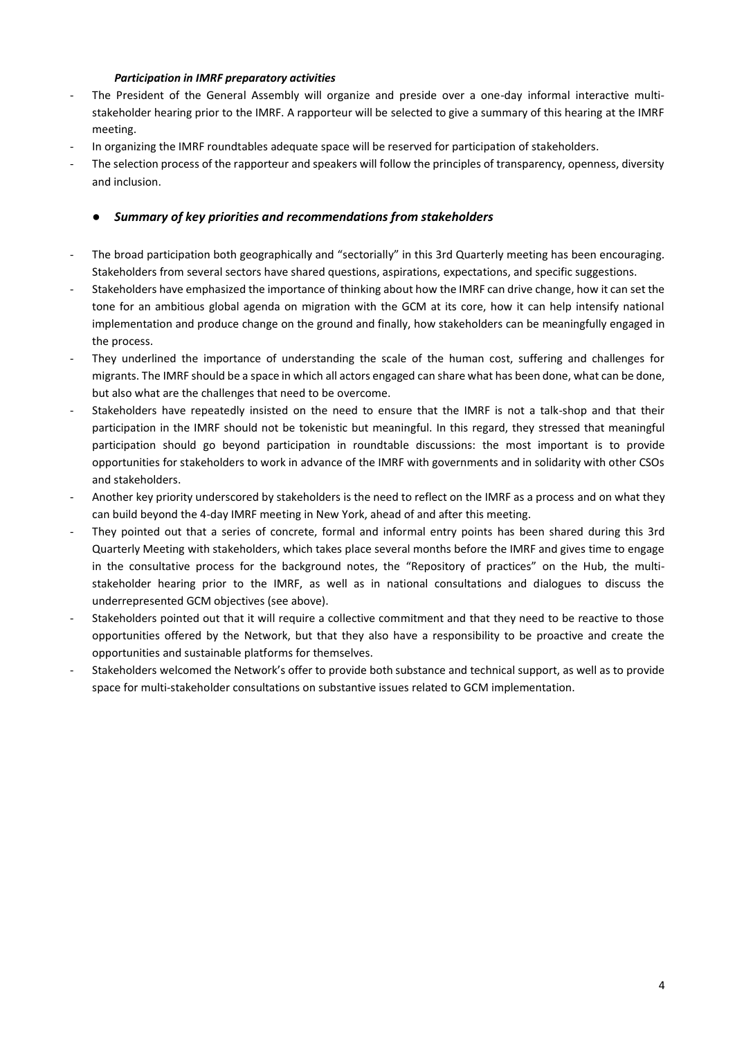***Participation in IMRF preparatory activities***

- The President of the General Assembly will organize and preside over a one-day informal interactive multi-stakeholder hearing prior to the IMRF. A rapporteur will be selected to give a summary of this hearing at the IMRF meeting.
- In organizing the IMRF roundtables adequate space will be reserved for participation of stakeholders.
- The selection process of the rapporteur and speakers will follow the principles of transparency, openness, diversity and inclusion.

● ***Summary of key priorities and recommendations from stakeholders***

- The broad participation both geographically and "sectorially" in this 3rd Quarterly meeting has been encouraging. Stakeholders from several sectors have shared questions, aspirations, expectations, and specific suggestions.
- Stakeholders have emphasized the importance of thinking about how the IMRF can drive change, how it can set the tone for an ambitious global agenda on migration with the GCM at its core, how it can help intensify national implementation and produce change on the ground and finally, how stakeholders can be meaningfully engaged in the process.
- They underlined the importance of understanding the scale of the human cost, suffering and challenges for migrants. The IMRF should be a space in which all actors engaged can share what has been done, what can be done, but also what are the challenges that need to be overcome.
- Stakeholders have repeatedly insisted on the need to ensure that the IMRF is not a talk-shop and that their participation in the IMRF should not be tokenistic but meaningful. In this regard, they stressed that meaningful participation should go beyond participation in roundtable discussions: the most important is to provide opportunities for stakeholders to work in advance of the IMRF with governments and in solidarity with other CSOs and stakeholders.
- Another key priority underscored by stakeholders is the need to reflect on the IMRF as a process and on what they can build beyond the 4-day IMRF meeting in New York, ahead of and after this meeting.
- They pointed out that a series of concrete, formal and informal entry points has been shared during this 3rd Quarterly Meeting with stakeholders, which takes place several months before the IMRF and gives time to engage in the consultative process for the background notes, the "Repository of practices" on the Hub, the multi-stakeholder hearing prior to the IMRF, as well as in national consultations and dialogues to discuss the underrepresented GCM objectives (see above).
- Stakeholders pointed out that it will require a collective commitment and that they need to be reactive to those opportunities offered by the Network, but that they also have a responsibility to be proactive and create the opportunities and sustainable platforms for themselves.
- Stakeholders welcomed the Network's offer to provide both substance and technical support, as well as to provide space for multi-stakeholder consultations on substantive issues related to GCM implementation.